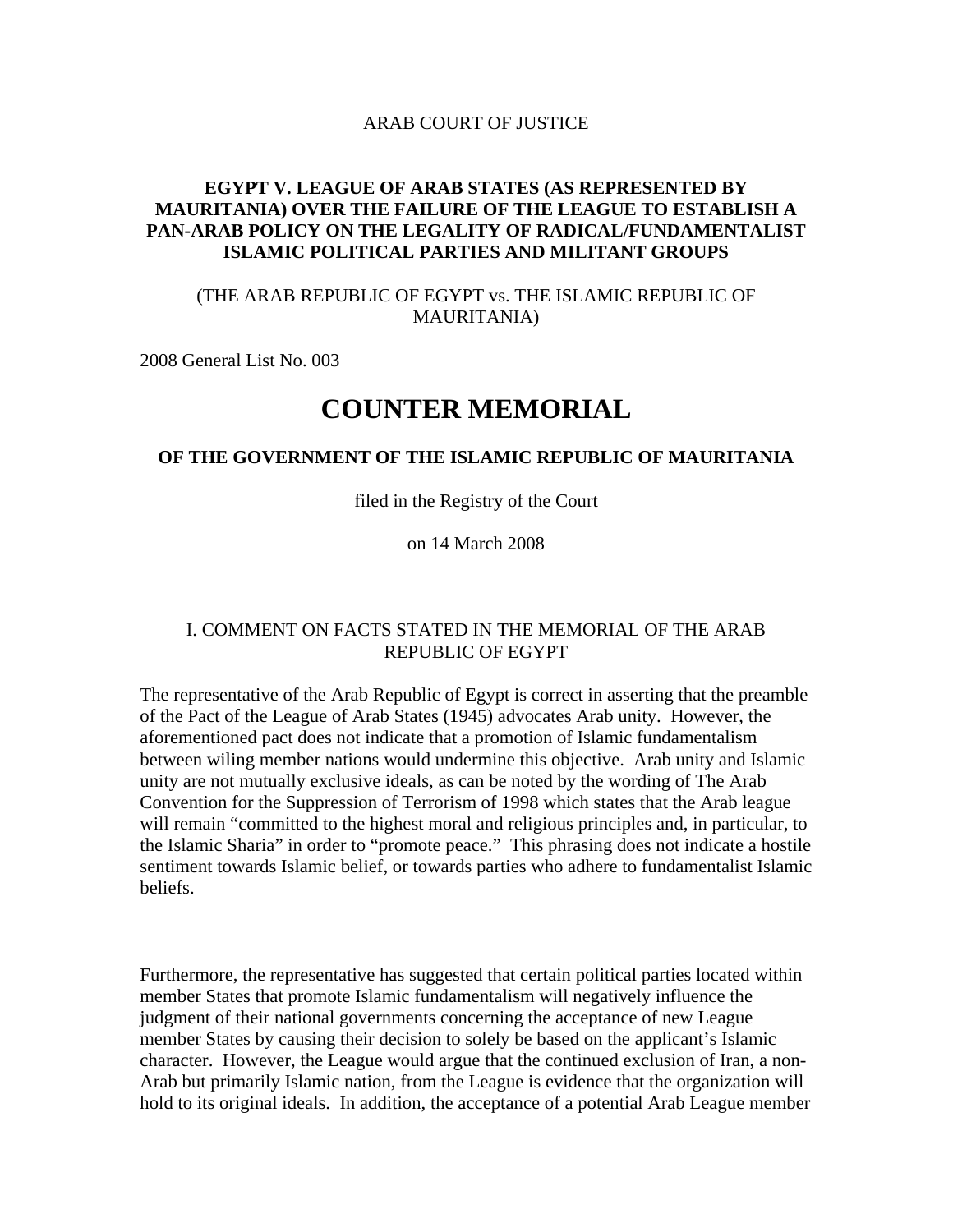ARAB COURT OF JUSTICE

**EGYPT V. LEAGUE OF ARAB STATES (AS REPRESENTED BY MAURITANIA) OVER THE FAILURE OF THE LEAGUE TO ESTABLISH A PAN-ARAB POLICY ON THE LEGALITY OF RADICAL/FUNDAMENTALIST ISLAMIC POLITICAL PARTIES AND MILITANT GROUPS**

(THE ARAB REPUBLIC OF EGYPT vs. THE ISLAMIC REPUBLIC OF MAURITANIA)

2008 General List No. 003

# COUNTER MEMORIAL

**OF THE GOVERNMENT OF THE ISLAMIC REPUBLIC OF MAURITANIA**

filed in the Registry of the Court

on 14 March 2008

## I. COMMENT ON FACTS STATED IN THE MEMORIAL OF THE ARAB REPUBLIC OF EGYPT

The representative of the Arab Republic of Egypt is correct in asserting that the preamble of the Pact of the League of Arab States (1945) advocates Arab unity. However, the aforementioned pact does not indicate that a promotion of Islamic fundamentalism between wiling member nations would undermine this objective. Arab unity and Islamic unity are not mutually exclusive ideals, as can be noted by the wording of The Arab Convention for the Suppression of Terrorism of 1998 which states that the Arab league will remain "committed to the highest moral and religious principles and, in particular, to the Islamic Sharia" in order to "promote peace." This phrasing does not indicate a hostile sentiment towards Islamic belief, or towards parties who adhere to fundamentalist Islamic beliefs.

Furthermore, the representative has suggested that certain political parties located within member States that promote Islamic fundamentalism will negatively influence the judgment of their national governments concerning the acceptance of new League member States by causing their decision to solely be based on the applicant's Islamic character. However, the League would argue that the continued exclusion of Iran, a non-Arab but primarily Islamic nation, from the League is evidence that the organization will hold to its original ideals. In addition, the acceptance of a potential Arab League member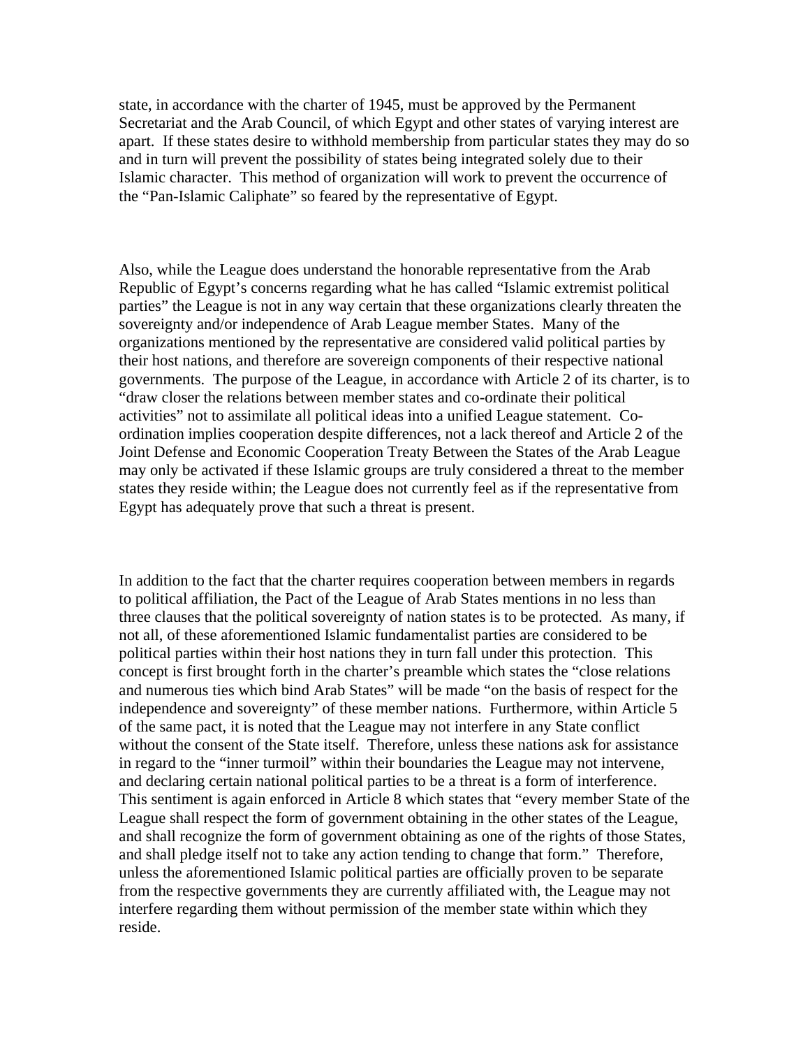state, in accordance with the charter of 1945, must be approved by the Permanent Secretariat and the Arab Council, of which Egypt and other states of varying interest are apart. If these states desire to withhold membership from particular states they may do so and in turn will prevent the possibility of states being integrated solely due to their Islamic character. This method of organization will work to prevent the occurrence of the "Pan-Islamic Caliphate" so feared by the representative of Egypt.

Also, while the League does understand the honorable representative from the Arab Republic of Egypt's concerns regarding what he has called "Islamic extremist political parties" the League is not in any way certain that these organizations clearly threaten the sovereignty and/or independence of Arab League member States. Many of the organizations mentioned by the representative are considered valid political parties by their host nations, and therefore are sovereign components of their respective national governments. The purpose of the League, in accordance with Article 2 of its charter, is to "draw closer the relations between member states and co-ordinate their political activities" not to assimilate all political ideas into a unified League statement. Co-ordination implies cooperation despite differences, not a lack thereof and Article 2 of the Joint Defense and Economic Cooperation Treaty Between the States of the Arab League may only be activated if these Islamic groups are truly considered a threat to the member states they reside within; the League does not currently feel as if the representative from Egypt has adequately prove that such a threat is present.

In addition to the fact that the charter requires cooperation between members in regards to political affiliation, the Pact of the League of Arab States mentions in no less than three clauses that the political sovereignty of nation states is to be protected. As many, if not all, of these aforementioned Islamic fundamentalist parties are considered to be political parties within their host nations they in turn fall under this protection. This concept is first brought forth in the charter's preamble which states the "close relations and numerous ties which bind Arab States" will be made "on the basis of respect for the independence and sovereignty" of these member nations. Furthermore, within Article 5 of the same pact, it is noted that the League may not interfere in any State conflict without the consent of the State itself. Therefore, unless these nations ask for assistance in regard to the "inner turmoil" within their boundaries the League may not intervene, and declaring certain national political parties to be a threat is a form of interference. This sentiment is again enforced in Article 8 which states that "every member State of the League shall respect the form of government obtaining in the other states of the League, and shall recognize the form of government obtaining as one of the rights of those States, and shall pledge itself not to take any action tending to change that form." Therefore, unless the aforementioned Islamic political parties are officially proven to be separate from the respective governments they are currently affiliated with, the League may not interfere regarding them without permission of the member state within which they reside.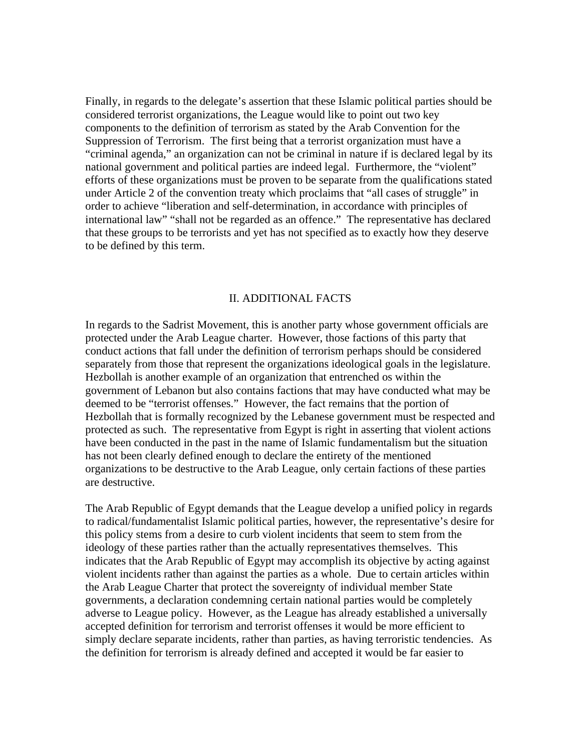Finally, in regards to the delegate's assertion that these Islamic political parties should be considered terrorist organizations, the League would like to point out two key components to the definition of terrorism as stated by the Arab Convention for the Suppression of Terrorism. The first being that a terrorist organization must have a "criminal agenda," an organization can not be criminal in nature if is declared legal by its national government and political parties are indeed legal. Furthermore, the "violent" efforts of these organizations must be proven to be separate from the qualifications stated under Article 2 of the convention treaty which proclaims that "all cases of struggle" in order to achieve "liberation and self-determination, in accordance with principles of international law" "shall not be regarded as an offence." The representative has declared that these groups to be terrorists and yet has not specified as to exactly how they deserve to be defined by this term.

## II. ADDITIONAL FACTS

In regards to the Sadrist Movement, this is another party whose government officials are protected under the Arab League charter. However, those factions of this party that conduct actions that fall under the definition of terrorism perhaps should be considered separately from those that represent the organizations ideological goals in the legislature. Hezbollah is another example of an organization that entrenched os within the government of Lebanon but also contains factions that may have conducted what may be deemed to be "terrorist offenses." However, the fact remains that the portion of Hezbollah that is formally recognized by the Lebanese government must be respected and protected as such. The representative from Egypt is right in asserting that violent actions have been conducted in the past in the name of Islamic fundamentalism but the situation has not been clearly defined enough to declare the entirety of the mentioned organizations to be destructive to the Arab League, only certain factions of these parties are destructive.

The Arab Republic of Egypt demands that the League develop a unified policy in regards to radical/fundamentalist Islamic political parties, however, the representative's desire for this policy stems from a desire to curb violent incidents that seem to stem from the ideology of these parties rather than the actually representatives themselves. This indicates that the Arab Republic of Egypt may accomplish its objective by acting against violent incidents rather than against the parties as a whole. Due to certain articles within the Arab League Charter that protect the sovereignty of individual member State governments, a declaration condemning certain national parties would be completely adverse to League policy. However, as the League has already established a universally accepted definition for terrorism and terrorist offenses it would be more efficient to simply declare separate incidents, rather than parties, as having terroristic tendencies. As the definition for terrorism is already defined and accepted it would be far easier to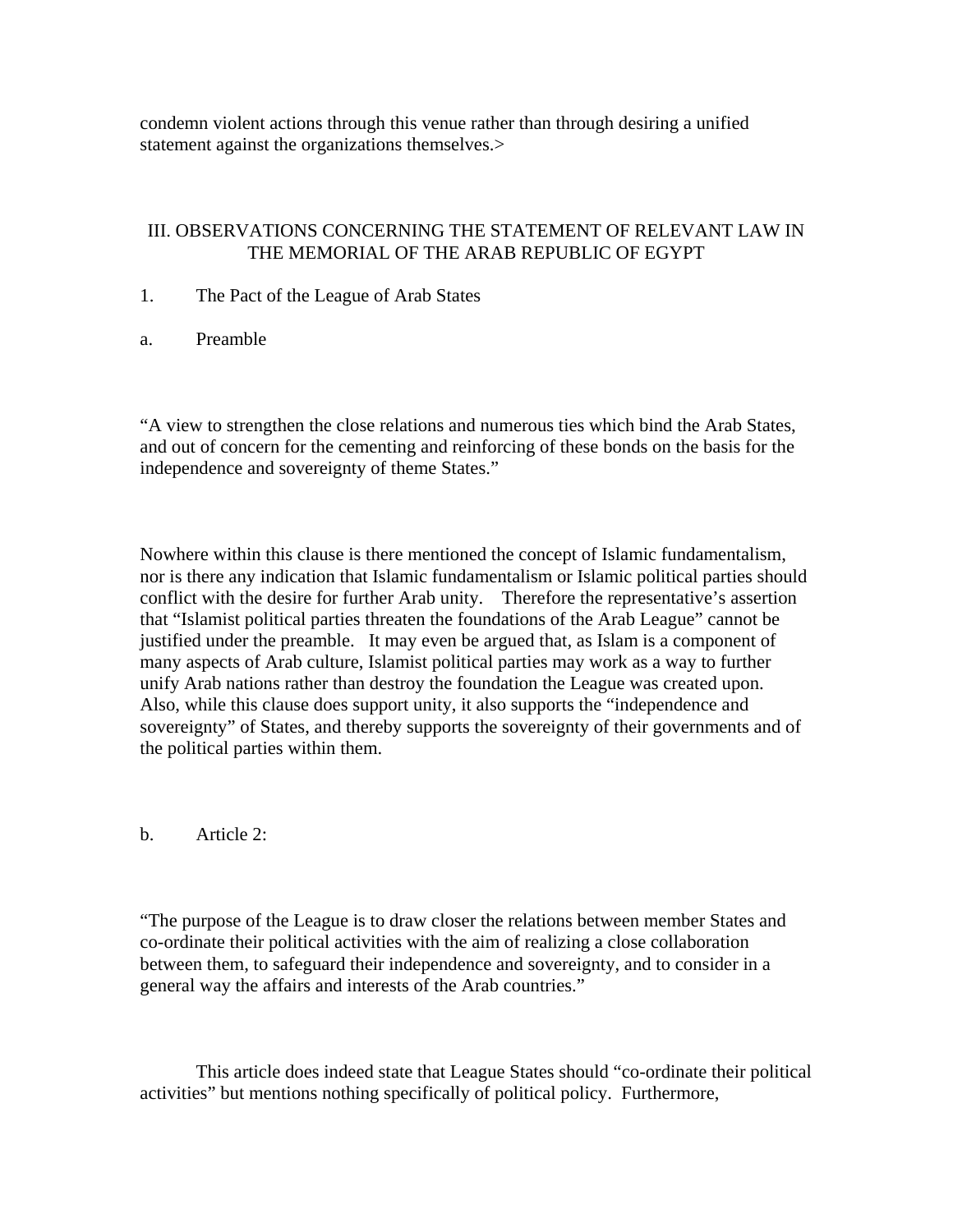condemn violent actions through this venue rather than through desiring a unified statement against the organizations themselves.>

## III. OBSERVATIONS CONCERNING THE STATEMENT OF RELEVANT LAW IN THE MEMORIAL OF THE ARAB REPUBLIC OF EGYPT

1. The Pact of the League of Arab States

a. Preamble

"A view to strengthen the close relations and numerous ties which bind the Arab States, and out of concern for the cementing and reinforcing of these bonds on the basis for the independence and sovereignty of theme States."

Nowhere within this clause is there mentioned the concept of Islamic fundamentalism, nor is there any indication that Islamic fundamentalism or Islamic political parties should conflict with the desire for further Arab unity. Therefore the representative's assertion that "Islamist political parties threaten the foundations of the Arab League" cannot be justified under the preamble. It may even be argued that, as Islam is a component of many aspects of Arab culture, Islamist political parties may work as a way to further unify Arab nations rather than destroy the foundation the League was created upon. Also, while this clause does support unity, it also supports the "independence and sovereignty" of States, and thereby supports the sovereignty of their governments and of the political parties within them.

b. Article 2:

"The purpose of the League is to draw closer the relations between member States and co-ordinate their political activities with the aim of realizing a close collaboration between them, to safeguard their independence and sovereignty, and to consider in a general way the affairs and interests of the Arab countries."

This article does indeed state that League States should "co-ordinate their political activities" but mentions nothing specifically of political policy. Furthermore,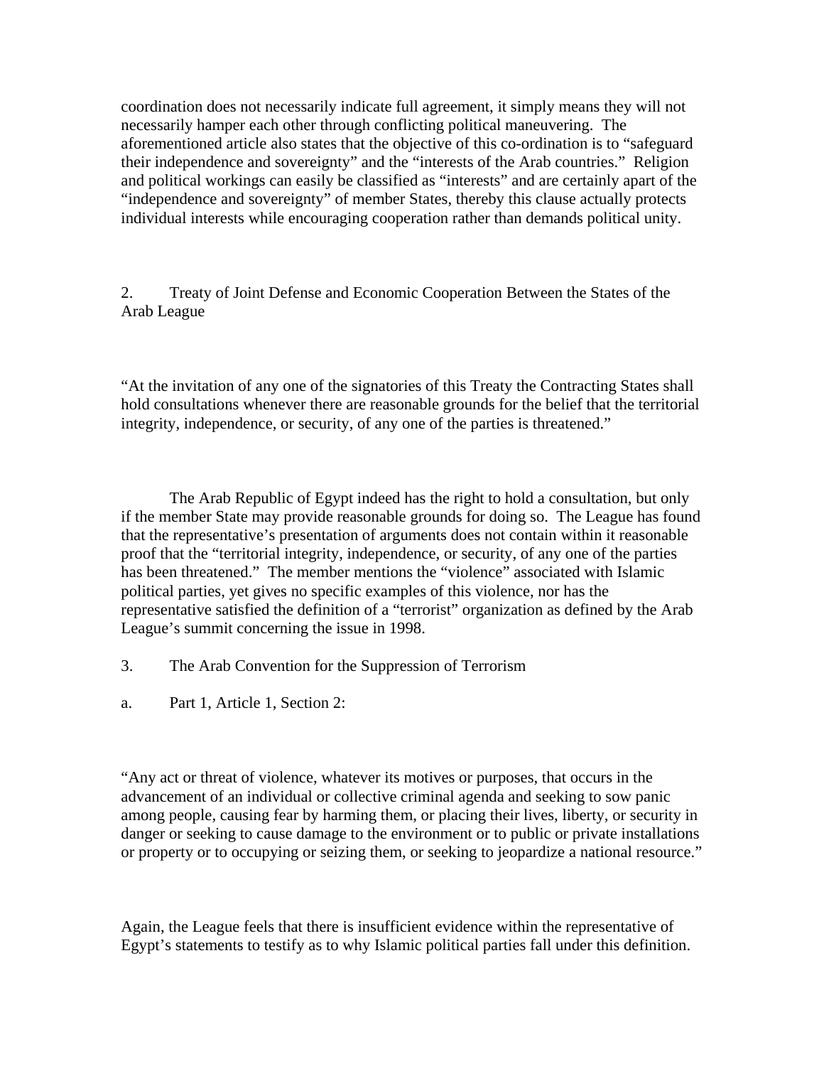coordination does not necessarily indicate full agreement, it simply means they will not necessarily hamper each other through conflicting political maneuvering. The aforementioned article also states that the objective of this co-ordination is to "safeguard their independence and sovereignty" and the "interests of the Arab countries." Religion and political workings can easily be classified as "interests" and are certainly apart of the "independence and sovereignty" of member States, thereby this clause actually protects individual interests while encouraging cooperation rather than demands political unity.

2. Treaty of Joint Defense and Economic Cooperation Between the States of the Arab League

"At the invitation of any one of the signatories of this Treaty the Contracting States shall hold consultations whenever there are reasonable grounds for the belief that the territorial integrity, independence, or security, of any one of the parties is threatened."

The Arab Republic of Egypt indeed has the right to hold a consultation, but only if the member State may provide reasonable grounds for doing so. The League has found that the representative's presentation of arguments does not contain within it reasonable proof that the "territorial integrity, independence, or security, of any one of the parties has been threatened." The member mentions the "violence" associated with Islamic political parties, yet gives no specific examples of this violence, nor has the representative satisfied the definition of a "terrorist" organization as defined by the Arab League's summit concerning the issue in 1998.

3. The Arab Convention for the Suppression of Terrorism

a. Part 1, Article 1, Section 2:

"Any act or threat of violence, whatever its motives or purposes, that occurs in the advancement of an individual or collective criminal agenda and seeking to sow panic among people, causing fear by harming them, or placing their lives, liberty, or security in danger or seeking to cause damage to the environment or to public or private installations or property or to occupying or seizing them, or seeking to jeopardize a national resource."

Again, the League feels that there is insufficient evidence within the representative of Egypt's statements to testify as to why Islamic political parties fall under this definition.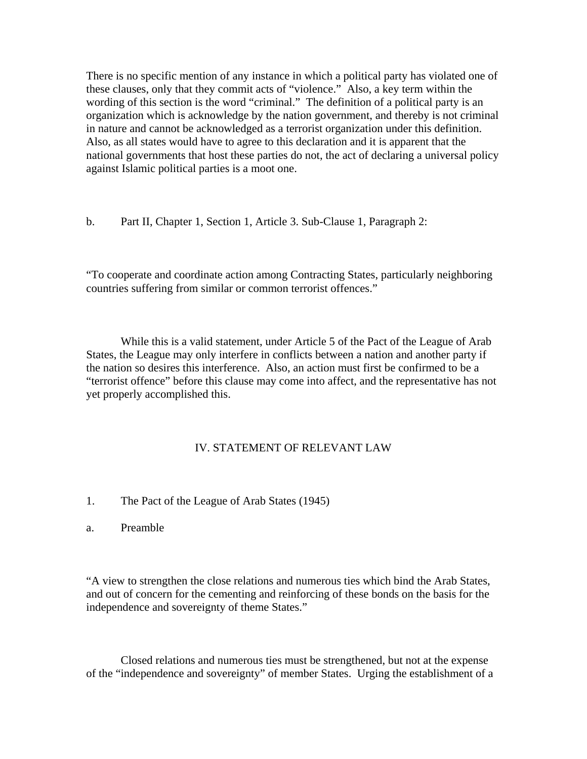There is no specific mention of any instance in which a political party has violated one of these clauses, only that they commit acts of "violence." Also, a key term within the wording of this section is the word "criminal." The definition of a political party is an organization which is acknowledge by the nation government, and thereby is not criminal in nature and cannot be acknowledged as a terrorist organization under this definition. Also, as all states would have to agree to this declaration and it is apparent that the national governments that host these parties do not, the act of declaring a universal policy against Islamic political parties is a moot one.

b. Part II, Chapter 1, Section 1, Article 3. Sub-Clause 1, Paragraph 2:

"To cooperate and coordinate action among Contracting States, particularly neighboring countries suffering from similar or common terrorist offences."

While this is a valid statement, under Article 5 of the Pact of the League of Arab States, the League may only interfere in conflicts between a nation and another party if the nation so desires this interference. Also, an action must first be confirmed to be a "terrorist offence" before this clause may come into affect, and the representative has not yet properly accomplished this.

## IV. STATEMENT OF RELEVANT LAW

1. The Pact of the League of Arab States (1945)

a. Preamble

"A view to strengthen the close relations and numerous ties which bind the Arab States, and out of concern for the cementing and reinforcing of these bonds on the basis for the independence and sovereignty of theme States."

Closed relations and numerous ties must be strengthened, but not at the expense of the "independence and sovereignty" of member States. Urging the establishment of a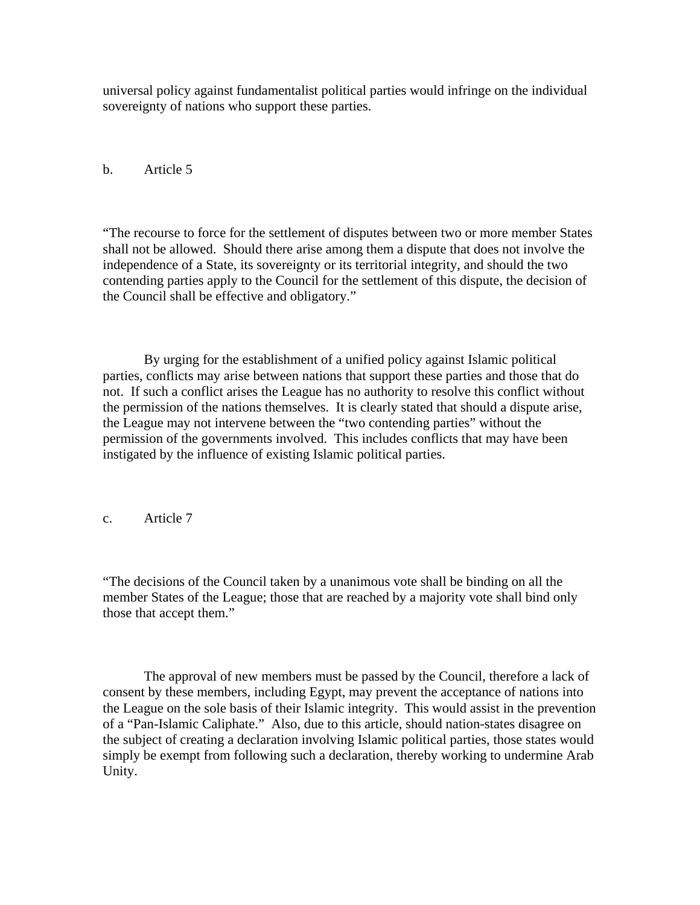universal policy against fundamentalist political parties would infringe on the individual sovereignty of nations who support these parties.

b. Article 5

"The recourse to force for the settlement of disputes between two or more member States shall not be allowed. Should there arise among them a dispute that does not involve the independence of a State, its sovereignty or its territorial integrity, and should the two contending parties apply to the Council for the settlement of this dispute, the decision of the Council shall be effective and obligatory."

By urging for the establishment of a unified policy against Islamic political parties, conflicts may arise between nations that support these parties and those that do not. If such a conflict arises the League has no authority to resolve this conflict without the permission of the nations themselves. It is clearly stated that should a dispute arise, the League may not intervene between the "two contending parties" without the permission of the governments involved. This includes conflicts that may have been instigated by the influence of existing Islamic political parties.

c. Article 7

"The decisions of the Council taken by a unanimous vote shall be binding on all the member States of the League; those that are reached by a majority vote shall bind only those that accept them."

The approval of new members must be passed by the Council, therefore a lack of consent by these members, including Egypt, may prevent the acceptance of nations into the League on the sole basis of their Islamic integrity. This would assist in the prevention of a "Pan-Islamic Caliphate." Also, due to this article, should nation-states disagree on the subject of creating a declaration involving Islamic political parties, those states would simply be exempt from following such a declaration, thereby working to undermine Arab Unity.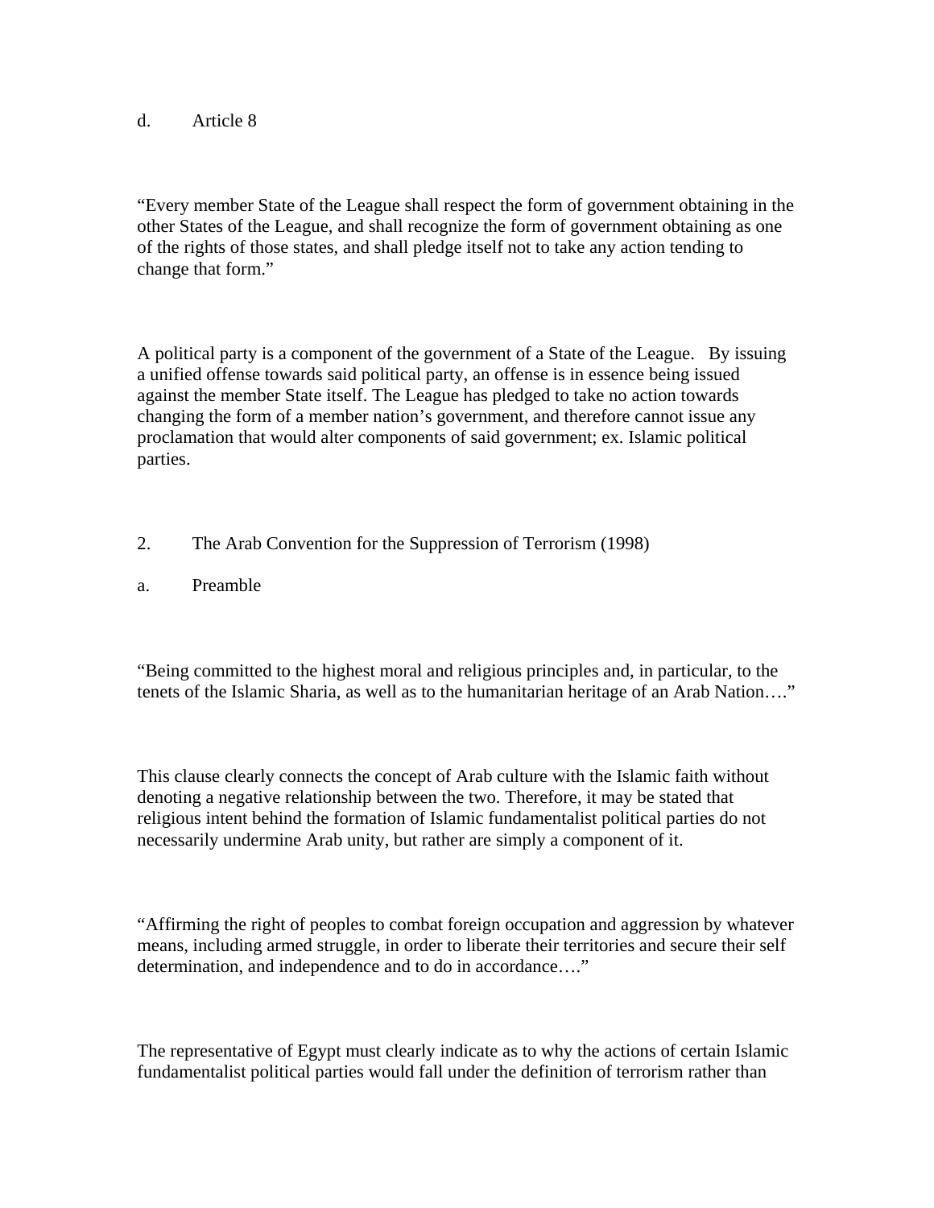d. Article 8

"Every member State of the League shall respect the form of government obtaining in the other States of the League, and shall recognize the form of government obtaining as one of the rights of those states, and shall pledge itself not to take any action tending to change that form."

A political party is a component of the government of a State of the League. By issuing a unified offense towards said political party, an offense is in essence being issued against the member State itself. The League has pledged to take no action towards changing the form of a member nation's government, and therefore cannot issue any proclamation that would alter components of said government; ex. Islamic political parties.

2. The Arab Convention for the Suppression of Terrorism (1998)

a. Preamble

"Being committed to the highest moral and religious principles and, in particular, to the tenets of the Islamic Sharia, as well as to the humanitarian heritage of an Arab Nation…."

This clause clearly connects the concept of Arab culture with the Islamic faith without denoting a negative relationship between the two. Therefore, it may be stated that religious intent behind the formation of Islamic fundamentalist political parties do not necessarily undermine Arab unity, but rather are simply a component of it.

"Affirming the right of peoples to combat foreign occupation and aggression by whatever means, including armed struggle, in order to liberate their territories and secure their self determination, and independence and to do in accordance…."

The representative of Egypt must clearly indicate as to why the actions of certain Islamic fundamentalist political parties would fall under the definition of terrorism rather than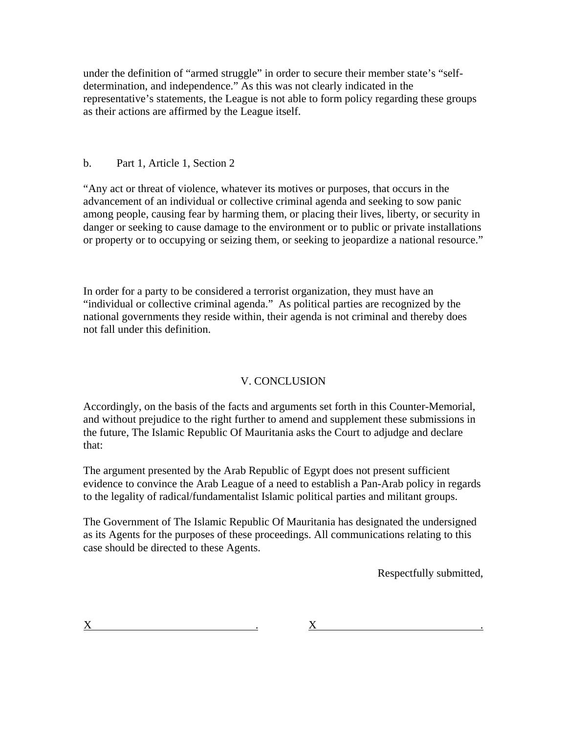under the definition of "armed struggle" in order to secure their member state's "self-determination, and independence." As this was not clearly indicated in the representative's statements, the League is not able to form policy regarding these groups as their actions are affirmed by the League itself.

b. Part 1, Article 1, Section 2

"Any act or threat of violence, whatever its motives or purposes, that occurs in the advancement of an individual or collective criminal agenda and seeking to sow panic among people, causing fear by harming them, or placing their lives, liberty, or security in danger or seeking to cause damage to the environment or to public or private installations or property or to occupying or seizing them, or seeking to jeopardize a national resource."

In order for a party to be considered a terrorist organization, they must have an "individual or collective criminal agenda." As political parties are recognized by the national governments they reside within, their agenda is not criminal and thereby does not fall under this definition.

## V. CONCLUSION

Accordingly, on the basis of the facts and arguments set forth in this Counter-Memorial, and without prejudice to the right further to amend and supplement these submissions in the future, The Islamic Republic Of Mauritania asks the Court to adjudge and declare that:

The argument presented by the Arab Republic of Egypt does not present sufficient evidence to convince the Arab League of a need to establish a Pan-Arab policy in regards to the legality of radical/fundamentalist Islamic political parties and militant groups.

The Government of The Islamic Republic Of Mauritania has designated the undersigned as its Agents for the purposes of these proceedings. All communications relating to this case should be directed to these Agents.

Respectfully submitted,

X______________________________. X______________________________.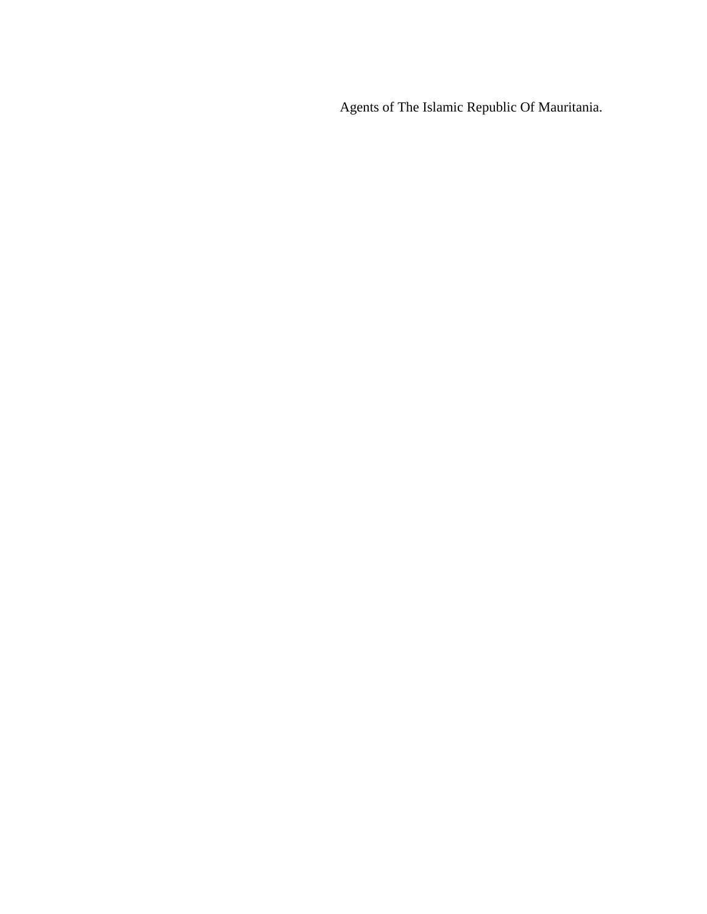Agents of The Islamic Republic Of Mauritania.